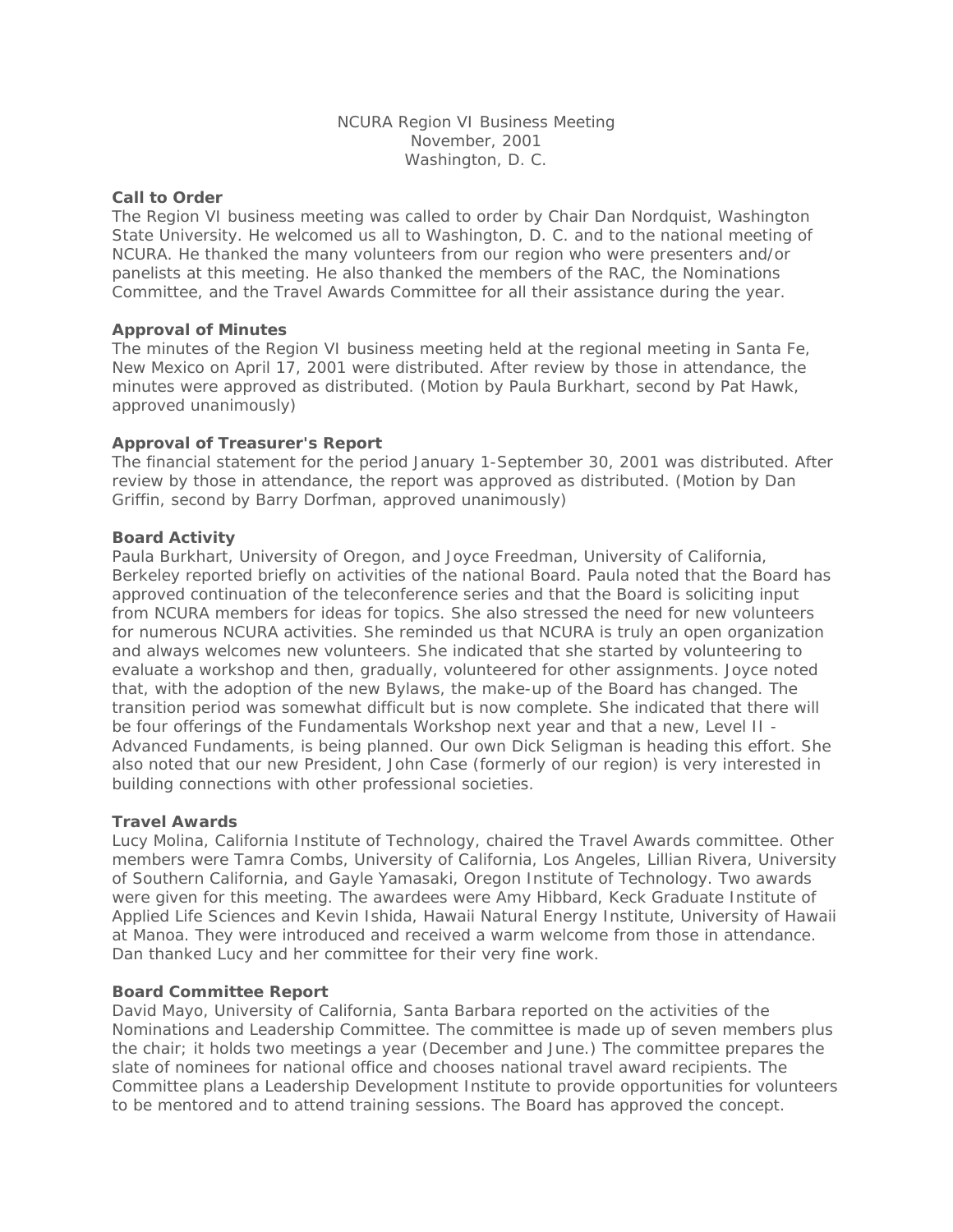NCURA Region VI Business Meeting
November, 2001
Washington, D. C.

**Call to Order**

The Region VI business meeting was called to order by Chair Dan Nordquist, Washington State University. He welcomed us all to Washington, D. C. and to the national meeting of NCURA. He thanked the many volunteers from our region who were presenters and/or panelists at this meeting. He also thanked the members of the RAC, the Nominations Committee, and the Travel Awards Committee for all their assistance during the year.

**Approval of Minutes**

The minutes of the Region VI business meeting held at the regional meeting in Santa Fe, New Mexico on April 17, 2001 were distributed. After review by those in attendance, the minutes were approved as distributed. (Motion by Paula Burkhart, second by Pat Hawk, approved unanimously)

**Approval of Treasurer's Report**

The financial statement for the period January 1-September 30, 2001 was distributed. After review by those in attendance, the report was approved as distributed. (Motion by Dan Griffin, second by Barry Dorfman, approved unanimously)

**Board Activity**

Paula Burkhart, University of Oregon, and Joyce Freedman, University of California, Berkeley reported briefly on activities of the national Board. Paula noted that the Board has approved continuation of the teleconference series and that the Board is soliciting input from NCURA members for ideas for topics. She also stressed the need for new volunteers for numerous NCURA activities. She reminded us that NCURA is truly an open organization and always welcomes new volunteers. She indicated that she started by volunteering to evaluate a workshop and then, gradually, volunteered for other assignments. Joyce noted that, with the adoption of the new Bylaws, the make-up of the Board has changed. The transition period was somewhat difficult but is now complete. She indicated that there will be four offerings of the Fundamentals Workshop next year and that a new, Level II - Advanced Fundaments, is being planned. Our own Dick Seligman is heading this effort. She also noted that our new President, John Case (formerly of our region) is very interested in building connections with other professional societies.

**Travel Awards**

Lucy Molina, California Institute of Technology, chaired the Travel Awards committee. Other members were Tamra Combs, University of California, Los Angeles, Lillian Rivera, University of Southern California, and Gayle Yamasaki, Oregon Institute of Technology. Two awards were given for this meeting. The awardees were Amy Hibbard, Keck Graduate Institute of Applied Life Sciences and Kevin Ishida, Hawaii Natural Energy Institute, University of Hawaii at Manoa. They were introduced and received a warm welcome from those in attendance. Dan thanked Lucy and her committee for their very fine work.

**Board Committee Report**

David Mayo, University of California, Santa Barbara reported on the activities of the Nominations and Leadership Committee. The committee is made up of seven members plus the chair; it holds two meetings a year (December and June.) The committee prepares the slate of nominees for national office and chooses national travel award recipients. The Committee plans a Leadership Development Institute to provide opportunities for volunteers to be mentored and to attend training sessions. The Board has approved the concept.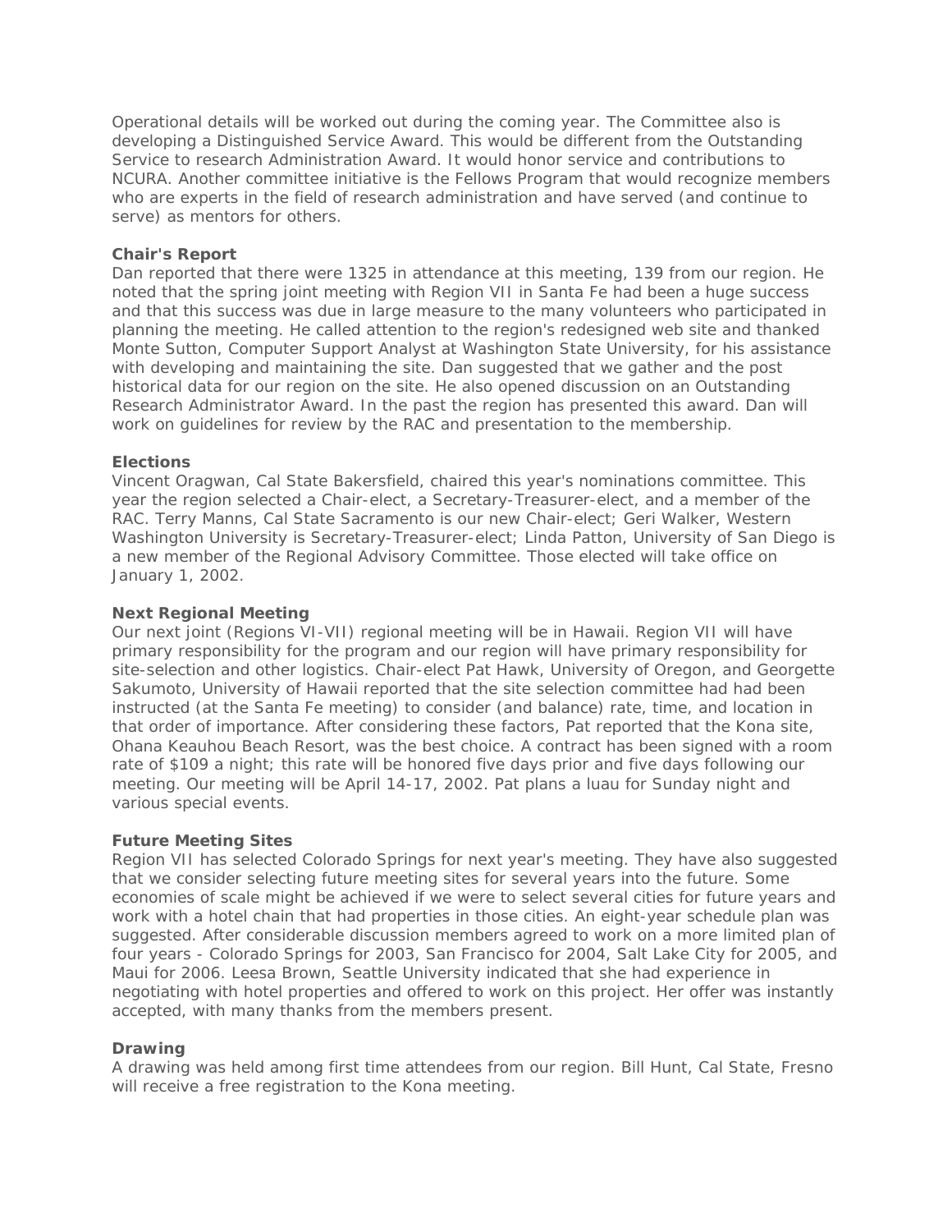Operational details will be worked out during the coming year. The Committee also is developing a Distinguished Service Award. This would be different from the Outstanding Service to research Administration Award. It would honor service and contributions to NCURA. Another committee initiative is the Fellows Program that would recognize members who are experts in the field of research administration and have served (and continue to serve) as mentors for others.

**Chair's Report**
Dan reported that there were 1325 in attendance at this meeting, 139 from our region. He noted that the spring joint meeting with Region VII in Santa Fe had been a huge success and that this success was due in large measure to the many volunteers who participated in planning the meeting. He called attention to the region's redesigned web site and thanked Monte Sutton, Computer Support Analyst at Washington State University, for his assistance with developing and maintaining the site. Dan suggested that we gather and the post historical data for our region on the site. He also opened discussion on an Outstanding Research Administrator Award. In the past the region has presented this award. Dan will work on guidelines for review by the RAC and presentation to the membership.

**Elections**
Vincent Oragwan, Cal State Bakersfield, chaired this year's nominations committee. This year the region selected a Chair-elect, a Secretary-Treasurer-elect, and a member of the RAC. Terry Manns, Cal State Sacramento is our new Chair-elect; Geri Walker, Western Washington University is Secretary-Treasurer-elect; Linda Patton, University of San Diego is a new member of the Regional Advisory Committee. Those elected will take office on January 1, 2002.

**Next Regional Meeting**
Our next joint (Regions VI-VII) regional meeting will be in Hawaii. Region VII will have primary responsibility for the program and our region will have primary responsibility for site-selection and other logistics. Chair-elect Pat Hawk, University of Oregon, and Georgette Sakumoto, University of Hawaii reported that the site selection committee had had been instructed (at the Santa Fe meeting) to consider (and balance) rate, time, and location in that order of importance. After considering these factors, Pat reported that the Kona site, Ohana Keauhou Beach Resort, was the best choice. A contract has been signed with a room rate of $109 a night; this rate will be honored five days prior and five days following our meeting. Our meeting will be April 14-17, 2002. Pat plans a luau for Sunday night and various special events.

**Future Meeting Sites**
Region VII has selected Colorado Springs for next year's meeting. They have also suggested that we consider selecting future meeting sites for several years into the future. Some economies of scale might be achieved if we were to select several cities for future years and work with a hotel chain that had properties in those cities. An eight-year schedule plan was suggested. After considerable discussion members agreed to work on a more limited plan of four years - Colorado Springs for 2003, San Francisco for 2004, Salt Lake City for 2005, and Maui for 2006. Leesa Brown, Seattle University indicated that she had experience in negotiating with hotel properties and offered to work on this project. Her offer was instantly accepted, with many thanks from the members present.

**Drawing**
A drawing was held among first time attendees from our region. Bill Hunt, Cal State, Fresno will receive a free registration to the Kona meeting.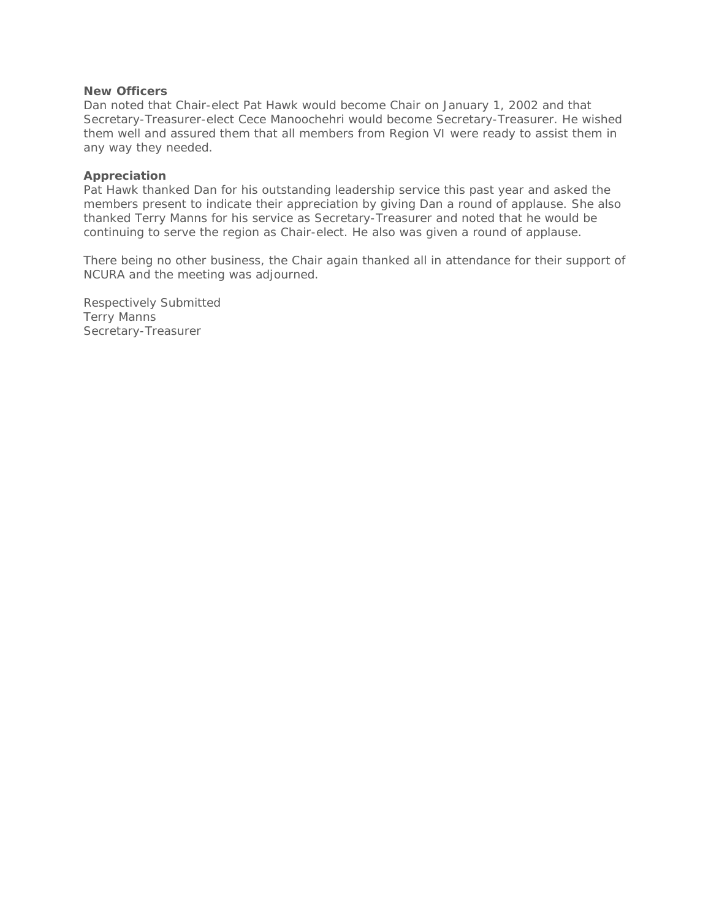**New Officers**
Dan noted that Chair-elect Pat Hawk would become Chair on January 1, 2002 and that Secretary-Treasurer-elect Cece Manoochehri would become Secretary-Treasurer. He wished them well and assured them that all members from Region VI were ready to assist them in any way they needed.

**Appreciation**
Pat Hawk thanked Dan for his outstanding leadership service this past year and asked the members present to indicate their appreciation by giving Dan a round of applause. She also thanked Terry Manns for his service as Secretary-Treasurer and noted that he would be continuing to serve the region as Chair-elect. He also was given a round of applause.

There being no other business, the Chair again thanked all in attendance for their support of NCURA and the meeting was adjourned.

Respectively Submitted
Terry Manns
Secretary-Treasurer